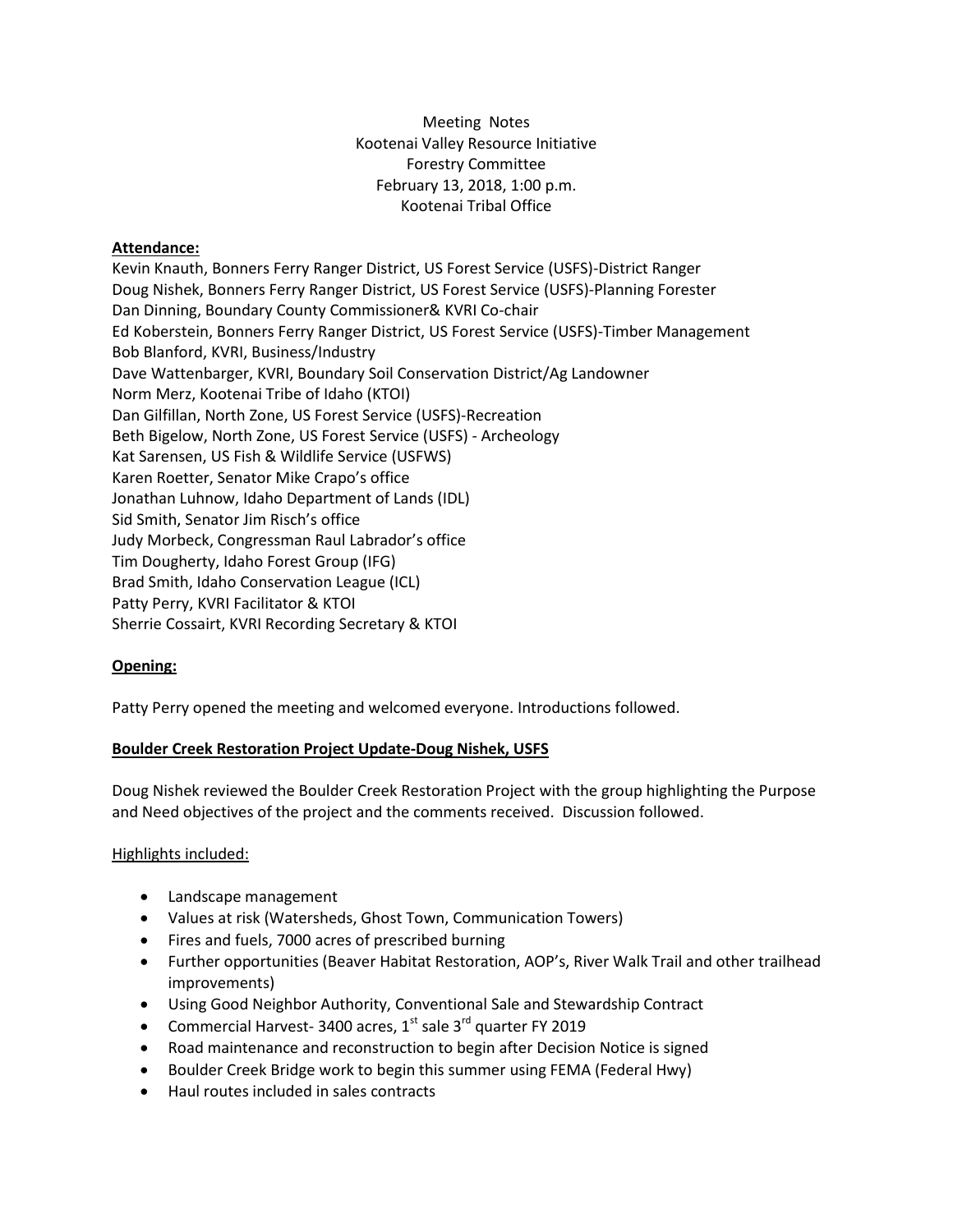Meeting Notes
Kootenai Valley Resource Initiative
Forestry Committee
February 13, 2018, 1:00 p.m.
Kootenai Tribal Office

**Attendance:**

Kevin Knauth, Bonners Ferry Ranger District, US Forest Service (USFS)-District Ranger
Doug Nishek, Bonners Ferry Ranger District, US Forest Service (USFS)-Planning Forester
Dan Dinning, Boundary County Commissioner& KVRI Co-chair
Ed Koberstein, Bonners Ferry Ranger District, US Forest Service (USFS)-Timber Management
Bob Blanford, KVRI, Business/Industry
Dave Wattenbarger, KVRI, Boundary Soil Conservation District/Ag Landowner
Norm Merz, Kootenai Tribe of Idaho (KTOI)
Dan Gilfillan, North Zone, US Forest Service (USFS)-Recreation
Beth Bigelow, North Zone, US Forest Service (USFS) - Archeology
Kat Sarensen, US Fish & Wildlife Service (USFWS)
Karen Roetter, Senator Mike Crapo's office
Jonathan Luhnow, Idaho Department of Lands (IDL)
Sid Smith, Senator Jim Risch's office
Judy Morbeck, Congressman Raul Labrador's office
Tim Dougherty, Idaho Forest Group (IFG)
Brad Smith, Idaho Conservation League (ICL)
Patty Perry, KVRI Facilitator & KTOI
Sherrie Cossairt, KVRI Recording Secretary & KTOI

**Opening:**

Patty Perry opened the meeting and welcomed everyone. Introductions followed.

**Boulder Creek Restoration Project Update-Doug Nishek, USFS**

Doug Nishek reviewed the Boulder Creek Restoration Project with the group highlighting the Purpose and Need objectives of the project and the comments received. Discussion followed.

Highlights included:

- Landscape management
- Values at risk (Watersheds, Ghost Town, Communication Towers)
- Fires and fuels, 7000 acres of prescribed burning
- Further opportunities (Beaver Habitat Restoration, AOP's, River Walk Trail and other trailhead improvements)
- Using Good Neighbor Authority, Conventional Sale and Stewardship Contract
- Commercial Harvest- 3400 acres, 1st sale 3rd quarter FY 2019
- Road maintenance and reconstruction to begin after Decision Notice is signed
- Boulder Creek Bridge work to begin this summer using FEMA (Federal Hwy)
- Haul routes included in sales contracts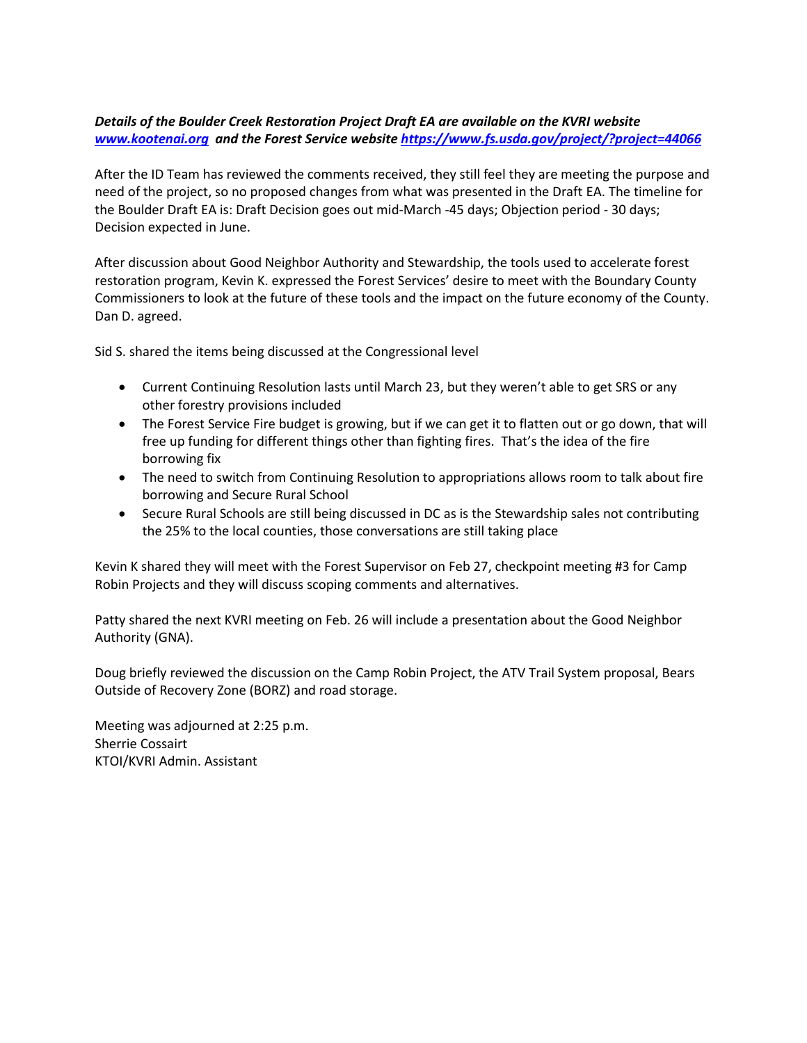***Details of the Boulder Creek Restoration Project Draft EA are available on the KVRI website [www.kootenai.org](www.kootenai.org) and the Forest Service website [https://www.fs.usda.gov/project/?project=44066](https://www.fs.usda.gov/project/?project=44066)***

After the ID Team has reviewed the comments received, they still feel they are meeting the purpose and need of the project, so no proposed changes from what was presented in the Draft EA. The timeline for the Boulder Draft EA is: Draft Decision goes out mid-March -45 days; Objection period - 30 days; Decision expected in June.

After discussion about Good Neighbor Authority and Stewardship, the tools used to accelerate forest restoration program, Kevin K. expressed the Forest Services' desire to meet with the Boundary County Commissioners to look at the future of these tools and the impact on the future economy of the County. Dan D. agreed.

Sid S. shared the items being discussed at the Congressional level

- Current Continuing Resolution lasts until March 23, but they weren't able to get SRS or any other forestry provisions included
- The Forest Service Fire budget is growing, but if we can get it to flatten out or go down, that will free up funding for different things other than fighting fires. That's the idea of the fire borrowing fix
- The need to switch from Continuing Resolution to appropriations allows room to talk about fire borrowing and Secure Rural School
- Secure Rural Schools are still being discussed in DC as is the Stewardship sales not contributing the 25% to the local counties, those conversations are still taking place

Kevin K shared they will meet with the Forest Supervisor on Feb 27, checkpoint meeting #3 for Camp Robin Projects and they will discuss scoping comments and alternatives.

Patty shared the next KVRI meeting on Feb. 26 will include a presentation about the Good Neighbor Authority (GNA).

Doug briefly reviewed the discussion on the Camp Robin Project, the ATV Trail System proposal, Bears Outside of Recovery Zone (BORZ) and road storage.

Meeting was adjourned at 2:25 p.m.
Sherrie Cossairt
KTOI/KVRI Admin. Assistant